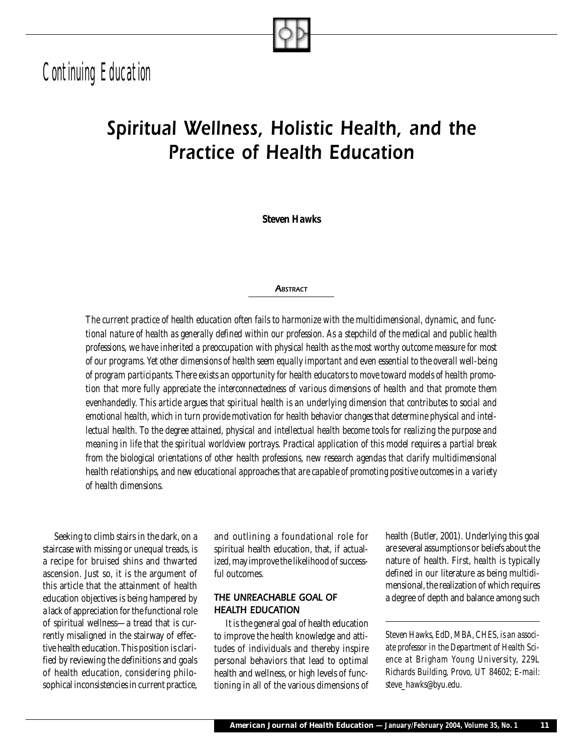Continuing Education

# Spiritual Wellness, Holistic Health, and the Practice of Health Education

**Steven Hawks**

**ABSTRACT**

*The current practice of health education often fails to harmonize with the multidimensional, dynamic, and functional nature of health as generally defined within our profession. As a stepchild of the medical and public health professions, we have inherited a preoccupation with physical health as the most worthy outcome measure for most of our programs. Yet other dimensions of health seem equally important and even essential to the overall well-being of program participants. There exists an opportunity for health educators to move toward models of health promotion that more fully appreciate the interconnectedness of various dimensions of health and that promote them evenhandedly. This article argues that spiritual health is an underlying dimension that contributes to social and emotional health, which in turn provide motivation for health behavior changes that determine physical and intellectual health. To the degree attained, physical and intellectual health become tools for realizing the purpose and meaning in life that the spiritual worldview portrays. Practical application of this model requires a partial break from the biological orientations of other health professions, new research agendas that clarify multidimensional health relationships, and new educational approaches that are capable of promoting positive outcomes in a variety of health dimensions.*

Seeking to climb stairs in the dark, on a staircase with missing or unequal treads, is a recipe for bruised shins and thwarted ascension. Just so, it is the argument of this article that the attainment of health education objectives is being hampered by a lack of appreciation for the functional role of spiritual wellness—a tread that is currently misaligned in the stairway of effective health education. This position is clarified by reviewing the definitions and goals of health education, considering philosophical inconsistencies in current practice, and outlining a foundational role for spiritual health education, that, if actualized, may improve the likelihood of successful outcomes.

## THE UNREACHABLE GOAL OF HEALTH EDUCATION

It is the general goal of health education to improve the health knowledge and attitudes of individuals and thereby inspire personal behaviors that lead to optimal health and wellness, or high levels of functioning in all of the various dimensions of health (Butler, 2001). Underlying this goal are several assumptions or beliefs about the nature of health. First, health is typically defined in our literature as being multidimensional, the realization of which requires a degree of depth and balance among such

*Steven Hawks, EdD, MBA, CHES, is an associate professor in the Department of Health Science at Brigham Young University, 229L Richards Building, Provo, UT 84602; E-mail: steve_hawks@byu.edu.*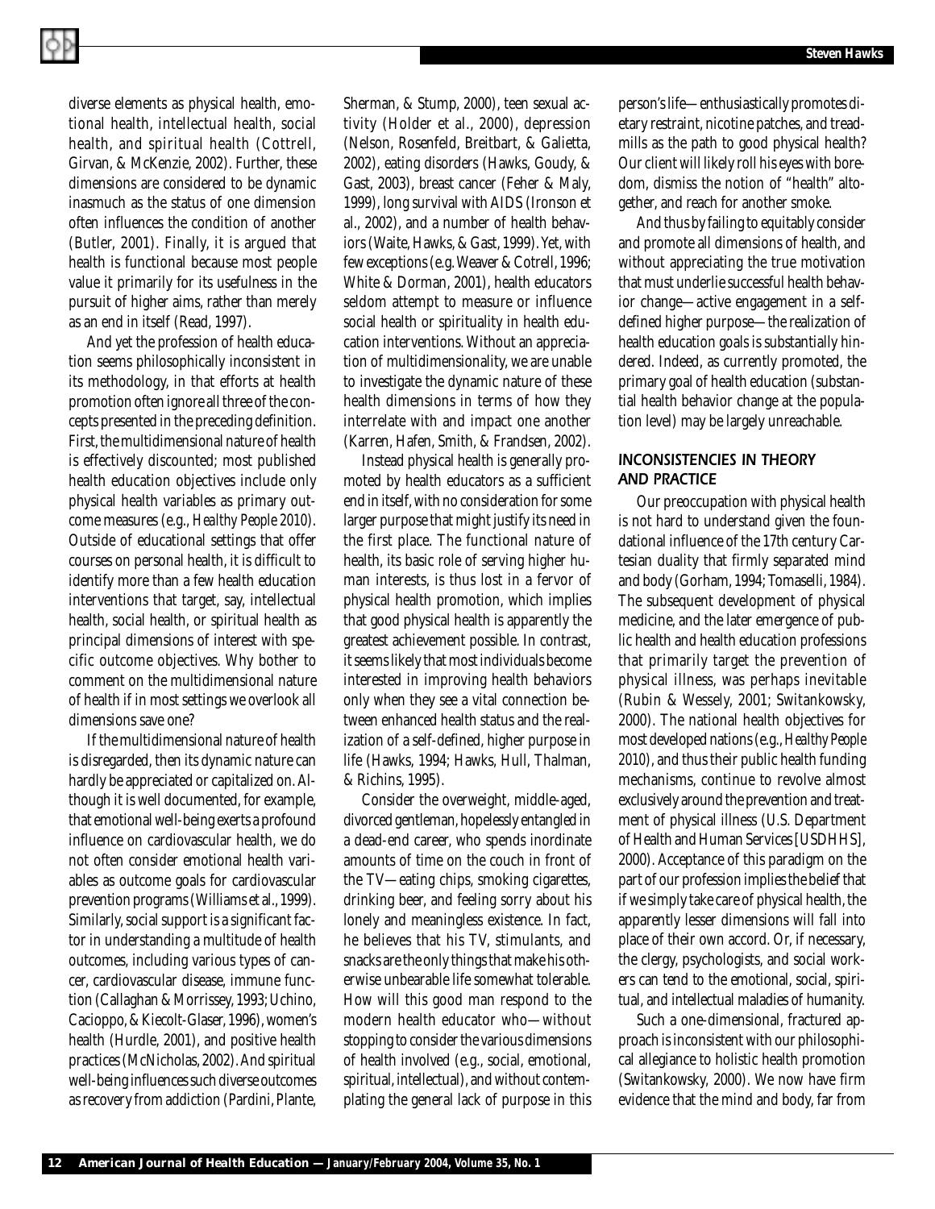diverse elements as physical health, emotional health, intellectual health, social health, and spiritual health (Cottrell, Girvan, & McKenzie, 2002). Further, these dimensions are considered to be dynamic inasmuch as the status of one dimension often influences the condition of another (Butler, 2001). Finally, it is argued that health is functional because most people value it primarily for its usefulness in the pursuit of higher aims, rather than merely as an end in itself (Read, 1997).

And yet the profession of health education seems philosophically inconsistent in its methodology, in that efforts at health promotion often ignore all three of the concepts presented in the preceding definition. First, the multidimensional nature of health is effectively discounted; most published health education objectives include only physical health variables as primary outcome measures (e.g., *Healthy People 2010*). Outside of educational settings that offer courses on personal health, it is difficult to identify more than a few health education interventions that target, say, intellectual health, social health, or spiritual health as principal dimensions of interest with specific outcome objectives. Why bother to comment on the multidimensional nature of health if in most settings we overlook all dimensions save one?

If the multidimensional nature of health is disregarded, then its dynamic nature can hardly be appreciated or capitalized on. Although it is well documented, for example, that emotional well-being exerts a profound influence on cardiovascular health, we do not often consider emotional health variables as outcome goals for cardiovascular prevention programs (Williams et al., 1999). Similarly, social support is a significant factor in understanding a multitude of health outcomes, including various types of cancer, cardiovascular disease, immune function (Callaghan & Morrissey, 1993; Uchino, Cacioppo, & Kiecolt-Glaser, 1996), women's health (Hurdle, 2001), and positive health practices (McNicholas, 2002). And spiritual well-being influences such diverse outcomes as recovery from addiction (Pardini, Plante, Sherman, & Stump, 2000), teen sexual activity (Holder et al., 2000), depression (Nelson, Rosenfeld, Breitbart, & Galietta, 2002), eating disorders (Hawks, Goudy, & Gast, 2003), breast cancer (Feher & Maly, 1999), long survival with AIDS (Ironson et al., 2002), and a number of health behaviors (Waite, Hawks, & Gast, 1999). Yet, with few exceptions (e.g. Weaver & Cotrell, 1996; White & Dorman, 2001), health educators seldom attempt to measure or influence social health or spirituality in health education interventions. Without an appreciation of multidimensionality, we are unable to investigate the dynamic nature of these health dimensions in terms of how they interrelate with and impact one another (Karren, Hafen, Smith, & Frandsen, 2002).

Instead physical health is generally promoted by health educators as a sufficient end in itself, with no consideration for some larger purpose that might justify its need in the first place. The functional nature of health, its basic role of serving higher human interests, is thus lost in a fervor of physical health promotion, which implies that good physical health is apparently the greatest achievement possible. In contrast, it seems likely that most individuals become interested in improving health behaviors only when they see a vital connection between enhanced health status and the realization of a self-defined, higher purpose in life (Hawks, 1994; Hawks, Hull, Thalman, & Richins, 1995).

Consider the overweight, middle-aged, divorced gentleman, hopelessly entangled in a dead-end career, who spends inordinate amounts of time on the couch in front of the TV—eating chips, smoking cigarettes, drinking beer, and feeling sorry about his lonely and meaningless existence. In fact, he believes that his TV, stimulants, and snacks are the only things that make his otherwise unbearable life somewhat tolerable. How will this good man respond to the modern health educator who—without stopping to consider the various dimensions of health involved (e.g., social, emotional, spiritual, intellectual), and without contemplating the general lack of purpose in this person's life—enthusiastically promotes dietary restraint, nicotine patches, and treadmills as the path to good physical health? Our client will likely roll his eyes with boredom, dismiss the notion of "health" altogether, and reach for another smoke.

And thus by failing to equitably consider and promote all dimensions of health, and without appreciating the true motivation that must underlie successful health behavior change—active engagement in a self-defined higher purpose—the realization of health education goals is substantially hindered. Indeed, as currently promoted, the primary goal of health education (substantial health behavior change at the population level) may be largely unreachable.

## INCONSISTENCIES IN THEORY AND PRACTICE

Our preoccupation with physical health is not hard to understand given the foundational influence of the 17th century Cartesian duality that firmly separated mind and body (Gorham, 1994; Tomaselli, 1984). The subsequent development of physical medicine, and the later emergence of public health and health education professions that primarily target the prevention of physical illness, was perhaps inevitable (Rubin & Wessely, 2001; Switankowsky, 2000). The national health objectives for most developed nations (e.g., *Healthy People 2010*), and thus their public health funding mechanisms, continue to revolve almost exclusively around the prevention and treatment of physical illness (U.S. Department of Health and Human Services [USDHHS], 2000). Acceptance of this paradigm on the part of our profession implies the belief that if we simply take care of physical health, the apparently lesser dimensions will fall into place of their own accord. Or, if necessary, the clergy, psychologists, and social workers can tend to the emotional, social, spiritual, and intellectual maladies of humanity.

Such a one-dimensional, fractured approach is inconsistent with our philosophical allegiance to holistic health promotion (Switankowsky, 2000). We now have firm evidence that the mind and body, far from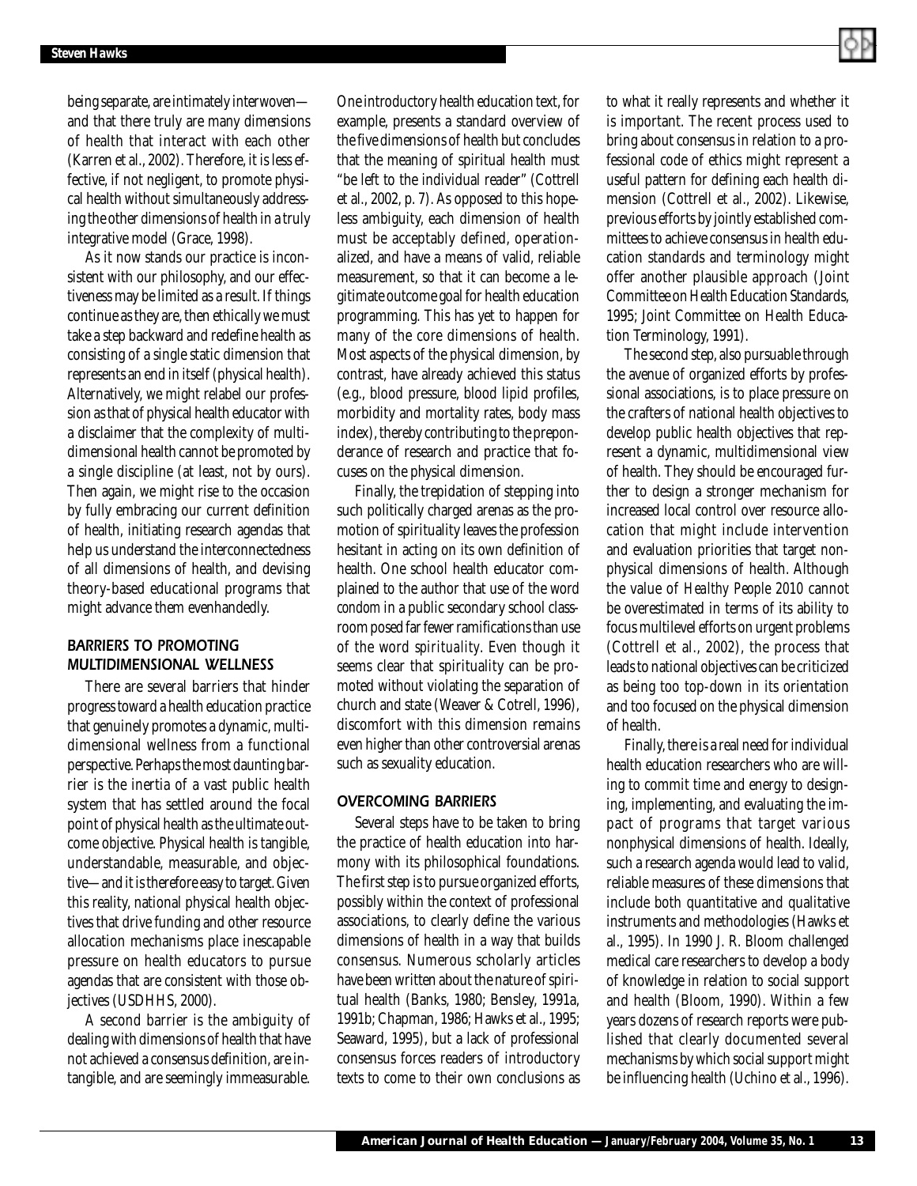being separate, are intimately interwoven—and that there truly are many dimensions of health that interact with each other (Karren et al., 2002). Therefore, it is less effective, if not negligent, to promote physical health without simultaneously addressing the other dimensions of health in a truly integrative model (Grace, 1998).

As it now stands our practice is inconsistent with our philosophy, and our effectiveness may be limited as a result. If things continue as they are, then ethically we must take a step backward and redefine health as consisting of a single static dimension that represents an end in itself (physical health). Alternatively, we might relabel our profession as that of physical health educator with a disclaimer that the complexity of multidimensional health cannot be promoted by a single discipline (at least, not by ours). Then again, we might rise to the occasion by fully embracing our current definition of health, initiating research agendas that help us understand the interconnectedness of all dimensions of health, and devising theory-based educational programs that might advance them evenhandedly.

## BARRIERS TO PROMOTING MULTIDIMENSIONAL WELLNESS

There are several barriers that hinder progress toward a health education practice that genuinely promotes a dynamic, multidimensional wellness from a functional perspective. Perhaps the most daunting barrier is the inertia of a vast public health system that has settled around the focal point of physical health as the ultimate outcome objective. Physical health is tangible, understandable, measurable, and objective—and it is therefore easy to target. Given this reality, national physical health objectives that drive funding and other resource allocation mechanisms place inescapable pressure on health educators to pursue agendas that are consistent with those objectives (USDHHS, 2000).

A second barrier is the ambiguity of dealing with dimensions of health that have not achieved a consensus definition, are intangible, and are seemingly immeasurable. One introductory health education text, for example, presents a standard overview of the five dimensions of health but concludes that the meaning of spiritual health must "be left to the individual reader" (Cottrell et al., 2002, p. 7). As opposed to this hopeless ambiguity, each dimension of health must be acceptably defined, operationalized, and have a means of valid, reliable measurement, so that it can become a legitimate outcome goal for health education programming. This has yet to happen for many of the core dimensions of health. Most aspects of the physical dimension, by contrast, have already achieved this status (e.g., blood pressure, blood lipid profiles, morbidity and mortality rates, body mass index), thereby contributing to the preponderance of research and practice that focuses on the physical dimension.

Finally, the trepidation of stepping into such politically charged arenas as the promotion of spirituality leaves the profession hesitant in acting on its own definition of health. One school health educator complained to the author that use of the word *condom* in a public secondary school classroom posed far fewer ramifications than use of the word *spirituality*. Even though it seems clear that spirituality can be promoted without violating the separation of church and state (Weaver & Cotrell, 1996), discomfort with this dimension remains even higher than other controversial arenas such as sexuality education.

## OVERCOMING BARRIERS

Several steps have to be taken to bring the practice of health education into harmony with its philosophical foundations. The first step is to pursue organized efforts, possibly within the context of professional associations, to clearly define the various dimensions of health in a way that builds consensus. Numerous scholarly articles have been written about the nature of spiritual health (Banks, 1980; Bensley, 1991a, 1991b; Chapman, 1986; Hawks et al., 1995; Seaward, 1995), but a lack of professional consensus forces readers of introductory texts to come to their own conclusions as to what it really represents and whether it is important. The recent process used to bring about consensus in relation to a professional code of ethics might represent a useful pattern for defining each health dimension (Cottrell et al., 2002). Likewise, previous efforts by jointly established committees to achieve consensus in health education standards and terminology might offer another plausible approach (Joint Committee on Health Education Standards, 1995; Joint Committee on Health Education Terminology, 1991).

The second step, also pursuable through the avenue of organized efforts by professional associations, is to place pressure on the crafters of national health objectives to develop public health objectives that represent a dynamic, multidimensional view of health. They should be encouraged further to design a stronger mechanism for increased local control over resource allocation that might include intervention and evaluation priorities that target nonphysical dimensions of health. Although the value of *Healthy People 2010* cannot be overestimated in terms of its ability to focus multilevel efforts on urgent problems (Cottrell et al., 2002), the process that leads to national objectives can be criticized as being too top-down in its orientation and too focused on the physical dimension of health.

Finally, there is a real need for individual health education researchers who are willing to commit time and energy to designing, implementing, and evaluating the impact of programs that target various nonphysical dimensions of health. Ideally, such a research agenda would lead to valid, reliable measures of these dimensions that include both quantitative and qualitative instruments and methodologies (Hawks et al., 1995). In 1990 J. R. Bloom challenged medical care researchers to develop a body of knowledge in relation to social support and health (Bloom, 1990). Within a few years dozens of research reports were published that clearly documented several mechanisms by which social support might be influencing health (Uchino et al., 1996).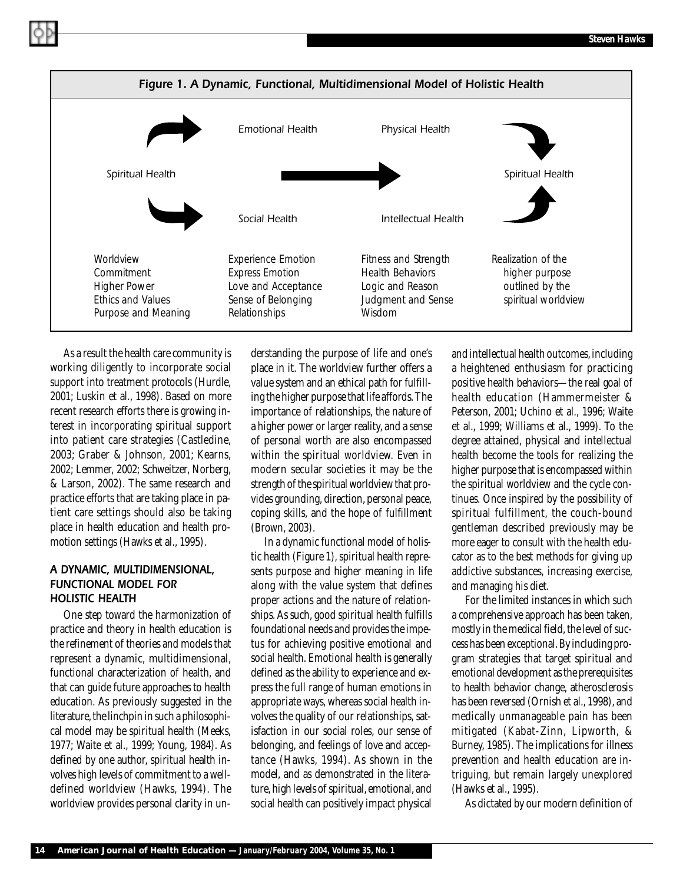*Figure 1. A Dynamic, Functional, Multidimensional Model of Holistic Health*

| Spiritual Health | Emotional Health / Social Health | Physical Health / Intellectual Health | Spiritual Health |
|---|---|---|---|
| Worldview<br>Commitment<br>Higher Power<br>Ethics and Values<br>Purpose and Meaning | Experience Emotion<br>Express Emotion<br>Love and Acceptance<br>Sense of Belonging<br>Relationships | Fitness and Strength<br>Health Behaviors<br>Logic and Reason<br>Judgment and Sense<br>Wisdom | Realization of the higher purpose outlined by the spiritual worldview |

As a result the health care community is working diligently to incorporate social support into treatment protocols (Hurdle, 2001; Luskin et al., 1998). Based on more recent research efforts there is growing interest in incorporating spiritual support into patient care strategies (Castledine, 2003; Graber & Johnson, 2001; Kearns, 2002; Lemmer, 2002; Schweitzer, Norberg, & Larson, 2002). The same research and practice efforts that are taking place in patient care settings should also be taking place in health education and health promotion settings (Hawks et al., 1995).

## A DYNAMIC, MULTIDIMENSIONAL, FUNCTIONAL MODEL FOR HOLISTIC HEALTH

One step toward the harmonization of practice and theory in health education is the refinement of theories and models that represent a dynamic, multidimensional, functional characterization of health, and that can guide future approaches to health education. As previously suggested in the literature, the linchpin in such a philosophical model may be spiritual health (Meeks, 1977; Waite et al., 1999; Young, 1984). As defined by one author, spiritual health involves high levels of commitment to a well-defined worldview (Hawks, 1994). The worldview provides personal clarity in understanding the purpose of life and one's place in it. The worldview further offers a value system and an ethical path for fulfilling the higher purpose that life affords. The importance of relationships, the nature of a higher power or larger reality, and a sense of personal worth are also encompassed within the spiritual worldview. Even in modern secular societies it may be the strength of the spiritual worldview that provides grounding, direction, personal peace, coping skills, and the hope of fulfillment (Brown, 2003).

In a dynamic functional model of holistic health (Figure 1), spiritual health represents purpose and higher meaning in life along with the value system that defines proper actions and the nature of relationships. As such, good spiritual health fulfills foundational needs and provides the impetus for achieving positive emotional and social health. Emotional health is generally defined as the ability to experience and express the full range of human emotions in appropriate ways, whereas social health involves the quality of our relationships, satisfaction in our social roles, our sense of belonging, and feelings of love and acceptance (Hawks, 1994). As shown in the model, and as demonstrated in the literature, high levels of spiritual, emotional, and social health can positively impact physical and intellectual health outcomes, including a heightened enthusiasm for practicing positive health behaviors—the real goal of health education (Hammermeister & Peterson, 2001; Uchino et al., 1996; Waite et al., 1999; Williams et al., 1999). To the degree attained, physical and intellectual health become the tools for realizing the higher purpose that is encompassed within the spiritual worldview and the cycle continues. Once inspired by the possibility of spiritual fulfillment, the couch-bound gentleman described previously may be more eager to consult with the health educator as to the best methods for giving up addictive substances, increasing exercise, and managing his diet.

For the limited instances in which such a comprehensive approach has been taken, mostly in the medical field, the level of success has been exceptional. By including program strategies that target spiritual and emotional development as the prerequisites to health behavior change, atherosclerosis has been reversed (Ornish et al., 1998), and medically unmanageable pain has been mitigated (Kabat-Zinn, Lipworth, & Burney, 1985). The implications for illness prevention and health education are intriguing, but remain largely unexplored (Hawks et al., 1995).

As dictated by our modern definition of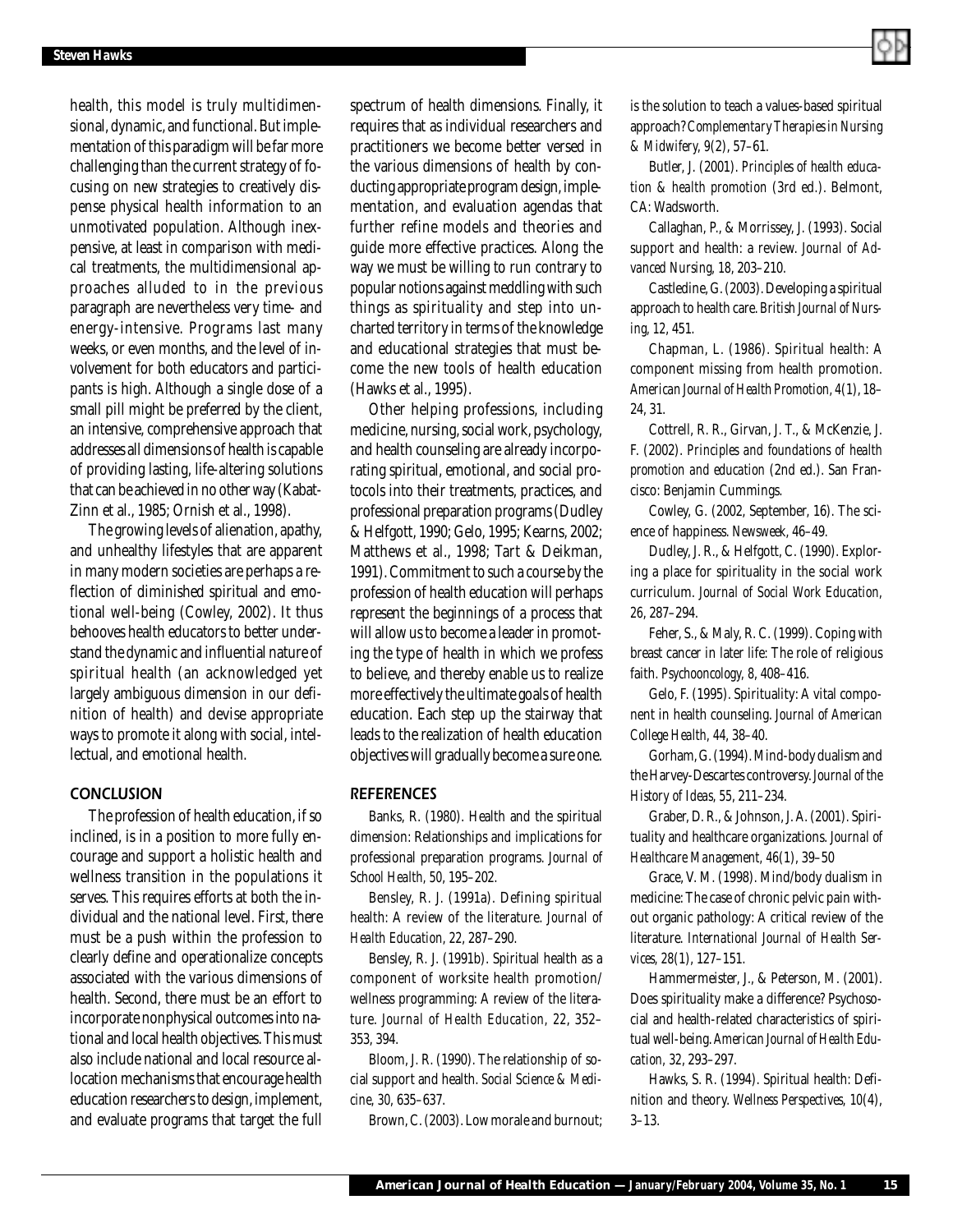health, this model is truly multidimensional, dynamic, and functional. But implementation of this paradigm will be far more challenging than the current strategy of focusing on new strategies to creatively dispense physical health information to an unmotivated population. Although inexpensive, at least in comparison with medical treatments, the multidimensional approaches alluded to in the previous paragraph are nevertheless very time- and energy-intensive. Programs last many weeks, or even months, and the level of involvement for both educators and participants is high. Although a single dose of a small pill might be preferred by the client, an intensive, comprehensive approach that addresses all dimensions of health is capable of providing lasting, life-altering solutions that can be achieved in no other way (Kabat-Zinn et al., 1985; Ornish et al., 1998).

The growing levels of alienation, apathy, and unhealthy lifestyles that are apparent in many modern societies are perhaps a reflection of diminished spiritual and emotional well-being (Cowley, 2002). It thus behooves health educators to better understand the dynamic and influential nature of spiritual health (an acknowledged yet largely ambiguous dimension in our definition of health) and devise appropriate ways to promote it along with social, intellectual, and emotional health.

## CONCLUSION

The profession of health education, if so inclined, is in a position to more fully encourage and support a holistic health and wellness transition in the populations it serves. This requires efforts at both the individual and the national level. First, there must be a push within the profession to clearly define and operationalize concepts associated with the various dimensions of health. Second, there must be an effort to incorporate nonphysical outcomes into national and local health objectives. This must also include national and local resource allocation mechanisms that encourage health education researchers to design, implement, and evaluate programs that target the full spectrum of health dimensions. Finally, it requires that as individual researchers and practitioners we become better versed in the various dimensions of health by conducting appropriate program design, implementation, and evaluation agendas that further refine models and theories and guide more effective practices. Along the way we must be willing to run contrary to popular notions against meddling with such things as spirituality and step into uncharted territory in terms of the knowledge and educational strategies that must become the new tools of health education (Hawks et al., 1995).

Other helping professions, including medicine, nursing, social work, psychology, and health counseling are already incorporating spiritual, emotional, and social protocols into their treatments, practices, and professional preparation programs (Dudley & Helfgott, 1990; Gelo, 1995; Kearns, 2002; Matthews et al., 1998; Tart & Deikman, 1991). Commitment to such a course by the profession of health education will perhaps represent the beginnings of a process that will allow us to become a leader in promoting the type of health in which we profess to believe, and thereby enable us to realize more effectively the ultimate goals of health education. Each step up the stairway that leads to the realization of health education objectives will gradually become a sure one.

## REFERENCES

Banks, R. (1980). Health and the spiritual dimension: Relationships and implications for professional preparation programs. *Journal of School Health, 50*, 195–202.

Bensley, R. J. (1991a). Defining spiritual health: A review of the literature. *Journal of Health Education, 22*, 287–290.

Bensley, R. J. (1991b). Spiritual health as a component of worksite health promotion/wellness programming: A review of the literature. *Journal of Health Education, 22*, 352–353, 394.

Bloom, J. R. (1990). The relationship of social support and health. *Social Science & Medicine, 30*, 635–637.

Brown, C. (2003). Low morale and burnout; is the solution to teach a values-based spiritual approach? *Complementary Therapies in Nursing & Midwifery, 9*(2), 57–61.

Butler, J. (2001). *Principles of health education & health promotion* (3rd ed.). Belmont, CA: Wadsworth.

Callaghan, P., & Morrissey, J. (1993). Social support and health: a review. *Journal of Advanced Nursing, 18*, 203–210.

Castledine, G. (2003). Developing a spiritual approach to health care. *British Journal of Nursing, 12*, 451.

Chapman, L. (1986). Spiritual health: A component missing from health promotion. *American Journal of Health Promotion, 4*(1), 18–24, 31.

Cottrell, R. R., Girvan, J. T., & McKenzie, J. F. (2002). *Principles and foundations of health promotion and education* (2nd ed.). San Francisco: Benjamin Cummings.

Cowley, G. (2002, September, 16). The science of happiness. *Newsweek*, 46–49.

Dudley, J. R., & Helfgott, C. (1990). Exploring a place for spirituality in the social work curriculum. *Journal of Social Work Education, 26*, 287–294.

Feher, S., & Maly, R. C. (1999). Coping with breast cancer in later life: The role of religious faith. *Psychooncology, 8*, 408–416.

Gelo, F. (1995). Spirituality: A vital component in health counseling. *Journal of American College Health, 44*, 38–40.

Gorham, G. (1994). Mind-body dualism and the Harvey-Descartes controversy. *Journal of the History of Ideas, 55*, 211–234.

Graber, D. R., & Johnson, J. A. (2001). Spirituality and healthcare organizations. *Journal of Healthcare Management, 46*(1), 39–50

Grace, V. M. (1998). Mind/body dualism in medicine: The case of chronic pelvic pain without organic pathology: A critical review of the literature. *International Journal of Health Services, 28*(1), 127–151.

Hammermeister, J., & Peterson, M. (2001). Does spirituality make a difference? Psychosocial and health-related characteristics of spiritual well-being. *American Journal of Health Education, 32*, 293–297.

Hawks, S. R. (1994). Spiritual health: Definition and theory. *Wellness Perspectives, 10*(4), 3–13.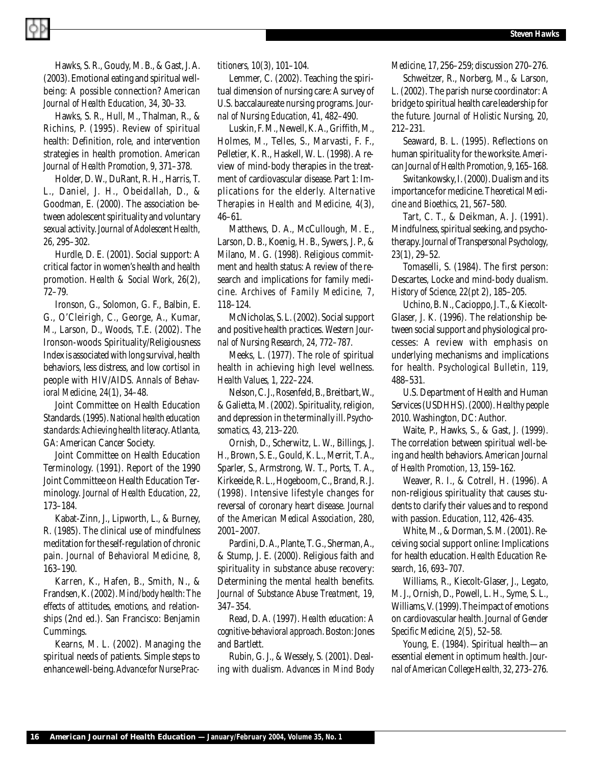Hawks, S. R., Goudy, M. B., & Gast, J. A. (2003). Emotional eating and spiritual well-being: A possible connection? *American Journal of Health Education, 34*, 30–33.

Hawks, S. R., Hull, M., Thalman, R., & Richins, P. (1995). Review of spiritual health: Definition, role, and intervention strategies in health promotion. *American Journal of Health Promotion, 9*, 371–378.

Holder, D. W., DuRant, R. H., Harris, T. L., Daniel, J. H., Obeidallah, D., & Goodman, E. (2000). The association between adolescent spirituality and voluntary sexual activity. *Journal of Adolescent Health, 26*, 295–302.

Hurdle, D. E. (2001). Social support: A critical factor in women's health and health promotion. *Health & Social Work, 26(2)*, 72–79.

Ironson, G., Solomon, G. F., Balbin, E. G., O'Cleirigh, C., George, A., Kumar, M., Larson, D., Woods, T.E. (2002). The Ironson-woods Spirituality/Religiousness Index is associated with long survival, health behaviors, less distress, and low cortisol in people with HIV/AIDS. *Annals of Behavioral Medicine, 24(1)*, 34–48.

Joint Committee on Health Education Standards. (1995). *National health education standards: Achieving health literacy*. Atlanta, GA: American Cancer Society.

Joint Committee on Health Education Terminology. (1991). Report of the 1990 Joint Committee on Health Education Terminology. *Journal of Health Education, 22*, 173–184.

Kabat-Zinn, J., Lipworth, L., & Burney, R. (1985). The clinical use of mindfulness meditation for the self-regulation of chronic pain. *Journal of Behavioral Medicine, 8*, 163–190.

Karren, K., Hafen, B., Smith, N., & Frandsen, K. (2002). *Mind/body health: The effects of attitudes, emotions, and relationships* (2nd ed.). San Francisco: Benjamin Cummings.

Kearns, M. L. (2002). Managing the spiritual needs of patients. Simple steps to enhance well-being. *Advance for Nurse Practitioners, 10(3)*, 101–104.

Lemmer, C. (2002). Teaching the spiritual dimension of nursing care: A survey of U.S. baccalaureate nursing programs. *Journal of Nursing Education, 41*, 482–490.

Luskin, F. M., Newell, K. A., Griffith, M., Holmes, M., Telles, S., Marvasti, F. F., Pelletier, K. R., Haskell, W. L. (1998). A review of mind-body therapies in the treatment of cardiovascular disease. Part 1: Implications for the elderly. *Alternative Therapies in Health and Medicine, 4(3)*, 46–61.

Matthews, D. A., McCullough, M. E., Larson, D. B., Koenig, H. B., Sywers, J. P., & Milano, M. G. (1998). Religious commitment and health status: A review of the research and implications for family medicine. *Archives of Family Medicine, 7*, 118–124.

McNicholas, S. L. (2002). Social support and positive health practices. *Western Journal of Nursing Research, 24*, 772–787.

Meeks, L. (1977). The role of spiritual health in achieving high level wellness. *Health Values, 1*, 222–224.

Nelson, C. J., Rosenfeld, B., Breitbart, W., & Galietta, M. (2002). Spirituality, religion, and depression in the terminally ill. *Psychosomatics, 43*, 213–220.

Ornish, D., Scherwitz, L. W., Billings, J. H., Brown, S. E., Gould, K. L., Merrit, T. A., Sparler, S., Armstrong, W. T., Ports, T. A., Kirkeeide, R. L., Hogeboom, C., Brand, R. J. (1998). Intensive lifestyle changes for reversal of coronary heart disease. *Journal of the American Medical Association, 280*, 2001–2007.

Pardini, D. A., Plante, T. G., Sherman, A., & Stump, J. E. (2000). Religious faith and spirituality in substance abuse recovery: Determining the mental health benefits. *Journal of Substance Abuse Treatment, 19*, 347–354.

Read, D. A. (1997). *Health education: A cognitive-behavioral approach*. Boston: Jones and Bartlett.

Rubin, G. J., & Wessely, S. (2001). Dealing with dualism. *Advances in Mind Body Medicine, 17*, 256–259; discussion 270–276.

Schweitzer, R., Norberg, M., & Larson, L. (2002). The parish nurse coordinator: A bridge to spiritual health care leadership for the future. *Journal of Holistic Nursing, 20*, 212–231.

Seaward, B. L. (1995). Reflections on human spirituality for the worksite. *American Journal of Health Promotion, 9*, 165–168.

Switankowsky, I. (2000). Dualism and its importance for medicine. *Theoretical Medicine and Bioethics, 21*, 567–580.

Tart, C. T., & Deikman, A. J. (1991). Mindfulness, spiritual seeking, and psychotherapy. *Journal of Transpersonal Psychology, 23(1)*, 29–52.

Tomaselli, S. (1984). The first person: Descartes, Locke and mind-body dualism. *History of Science, 22(pt 2)*, 185–205.

Uchino, B. N., Cacioppo, J. T., & Kiecolt-Glaser, J. K. (1996). The relationship between social support and physiological processes: A review with emphasis on underlying mechanisms and implications for health. *Psychological Bulletin, 119*, 488–531.

U.S. Department of Health and Human Services (USDHHS). (2000). *Healthy people 2010*. Washington, DC: Author.

Waite, P., Hawks, S., & Gast, J. (1999). The correlation between spiritual well-being and health behaviors. *American Journal of Health Promotion, 13*, 159–162.

Weaver, R. I., & Cotrell, H. (1996). A non-religious spirituality that causes students to clarify their values and to respond with passion. *Education, 112*, 426–435.

White, M., & Dorman, S. M. (2001). Receiving social support online: Implications for health education. *Health Education Research, 16*, 693–707.

Williams, R., Kiecolt-Glaser, J., Legato, M. J., Ornish, D., Powell, L. H., Syme, S. L., Williams, V. (1999). The impact of emotions on cardiovascular health. *Journal of Gender Specific Medicine, 2(5)*, 52–58.

Young, E. (1984). Spiritual health—an essential element in optimum health. *Journal of American College Health, 32*, 273–276.